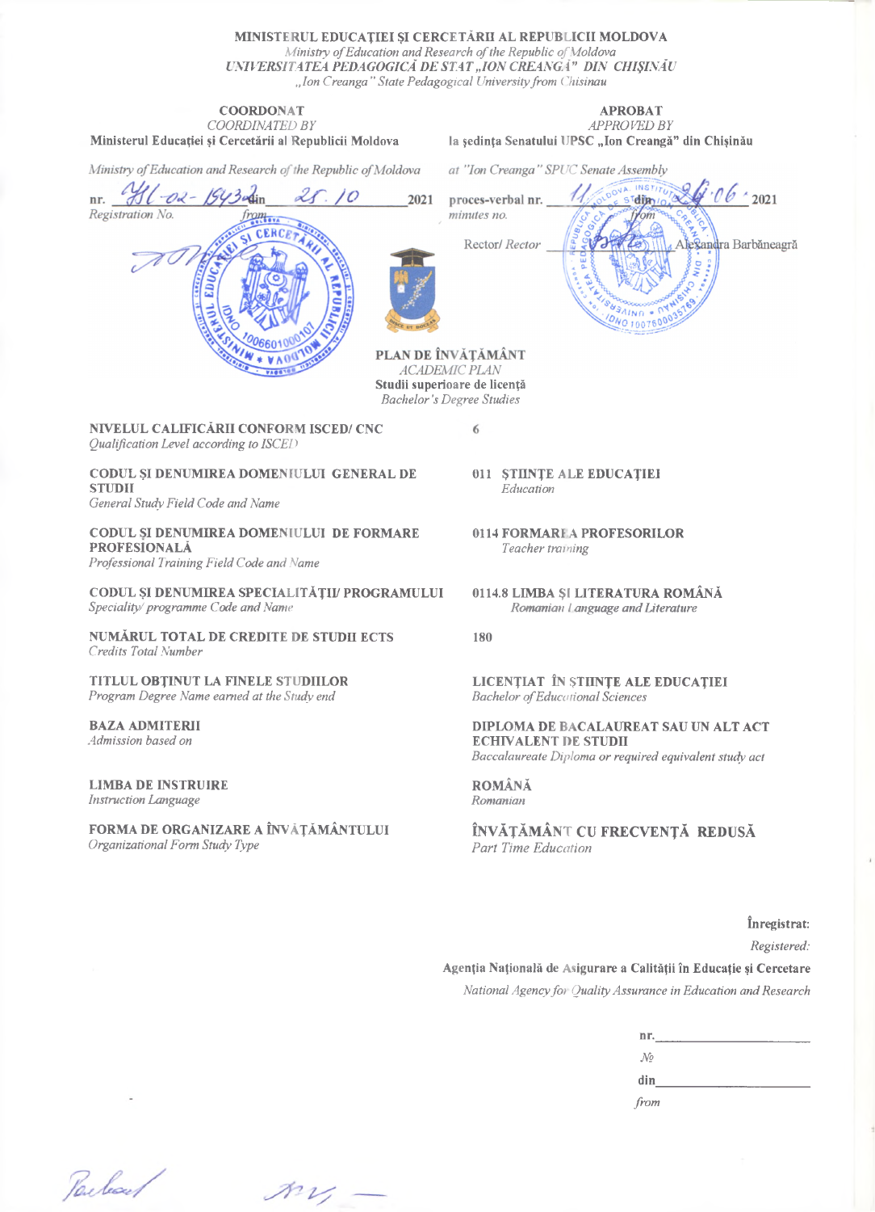**MINISTERUL EDUCAȚIEI ȘI CERCETĂRII AL REPUBLICII MOLDOVA**
*Ministry of Education and Research of the Republic of Moldova*
***UNIVERSITATEA PEDAGOGICĂ DE STAT „ION CREANGĂ" DIN CHIȘINĂU***
*„Ion Creanga" State Pedagogical University from Chisinau*

| **COORDONAT** *COORDINATED BY* **Ministerul Educației și Cercetării al Republicii Moldova** | **APROBAT** *APPROVED BY* **la ședința Senatului UPSC „Ion Creangă" din Chișinău** |
|---|---|
| *Ministry of Education and Research of the Republic of Moldova* | *at "Ion Creanga" SPUC Senate Assembly* |
| nr. 41/-02-1543 din 25.10 2021 *Registration No. from* | proces-verbal nr. 11 din 24.06.2021 *minutes no. from* |
| | Rector/ *Rector* Alexandra Barbăneagră |

**PLAN DE ÎNVĂȚĂMÂNT**
*ACADEMIC PLAN*
**Studii superioare de licență**
*Bachelor's Degree Studies*

| | |
|---|---|
| **NIVELUL CALIFICĂRII CONFORM ISCED/ CNC** *Qualification Level according to ISCED* | 6 |
| **CODUL ȘI DENUMIREA DOMENIULUI GENERAL DE STUDII** *General Study Field Code and Name* | **011 ȘTIINȚE ALE EDUCAȚIEI** *Education* |
| **CODUL ȘI DENUMIREA DOMENIULUI DE FORMARE PROFESIONALĂ** *Professional Training Field Code and Name* | **0114 FORMAREA PROFESORILOR** *Teacher training* |
| **CODUL ȘI DENUMIREA SPECIALITĂȚII/ PROGRAMULUI** *Speciality/ programme Code and Name* | **0114.8 LIMBA ȘI LITERATURA ROMÂNĂ** *Romanian Language and Literature* |
| **NUMĂRUL TOTAL DE CREDITE DE STUDII ECTS** *Credits Total Number* | 180 |
| **TITLUL OBȚINUT LA FINELE STUDIILOR** *Program Degree Name earned at the Study end* | **LICENȚIAT ÎN ȘTIINȚE ALE EDUCAȚIEI** *Bachelor of Educational Sciences* |
| **BAZA ADMITERII** *Admission based on* | **DIPLOMA DE BACALAUREAT SAU UN ALT ACT ECHIVALENT DE STUDII** *Baccalaureate Diploma or required equivalent study act* |
| **LIMBA DE INSTRUIRE** *Instruction Language* | **ROMÂNĂ** *Romanian* |
| **FORMA DE ORGANIZARE A ÎNVĂȚĂMÂNTULUI** *Organizational Form Study Type* | **ÎNVĂȚĂMÂNT CU FRECVENȚĂ REDUSĂ** *Part Time Education* |

**Înregistrat:**
*Registered:*
**Agenția Națională de Asigurare a Calității în Educație și Cercetare**
*National Agency for Quality Assurance in Education and Research*

nr.____________________
*№*
din____________________
*from*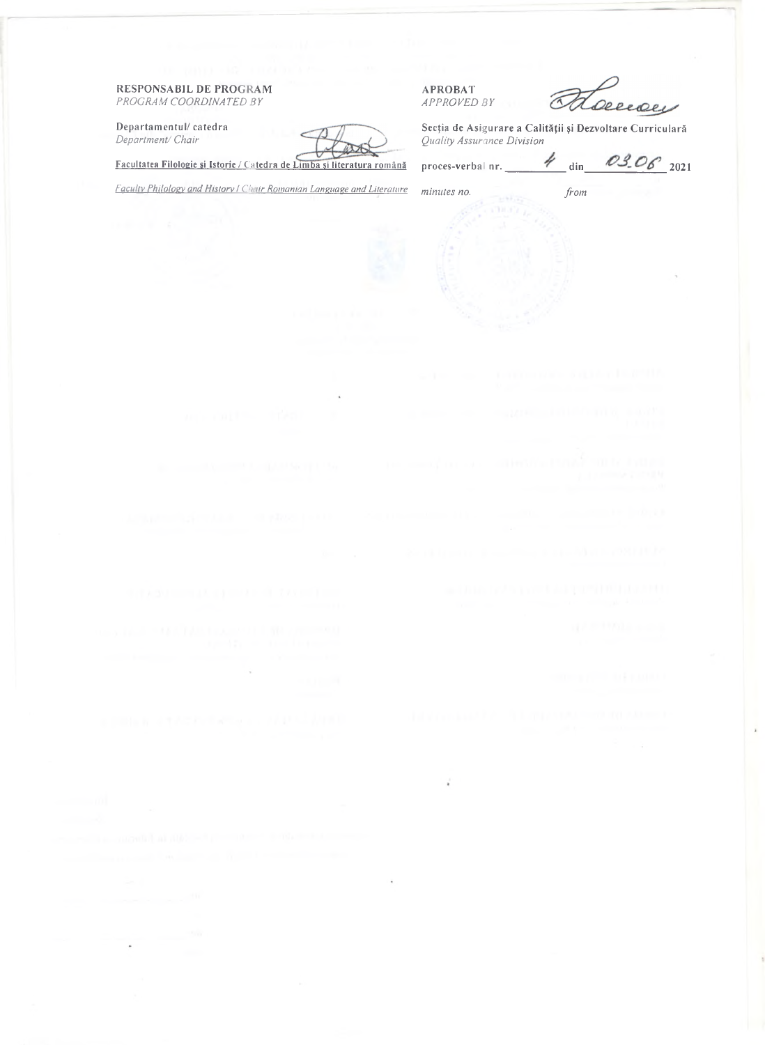**RESPONSABIL DE PROGRAM**
*PROGRAM COORDINATED BY*

**Departamentul/ catedra**
*Department/ Chair*

**Facultatea Filologie și Istorie / Catedra de Limba și literatura română**

*Faculty Philology and History / Chair Romanian Language and Literature*

**APROBAT**
*APPROVED BY*

**Secția de Asigurare a Calității și Dezvoltare Curriculară**
*Quality Assurance Division*

**proces-verbal nr.** 4 **din** 03.06 **2021**
*minutes no.* *from*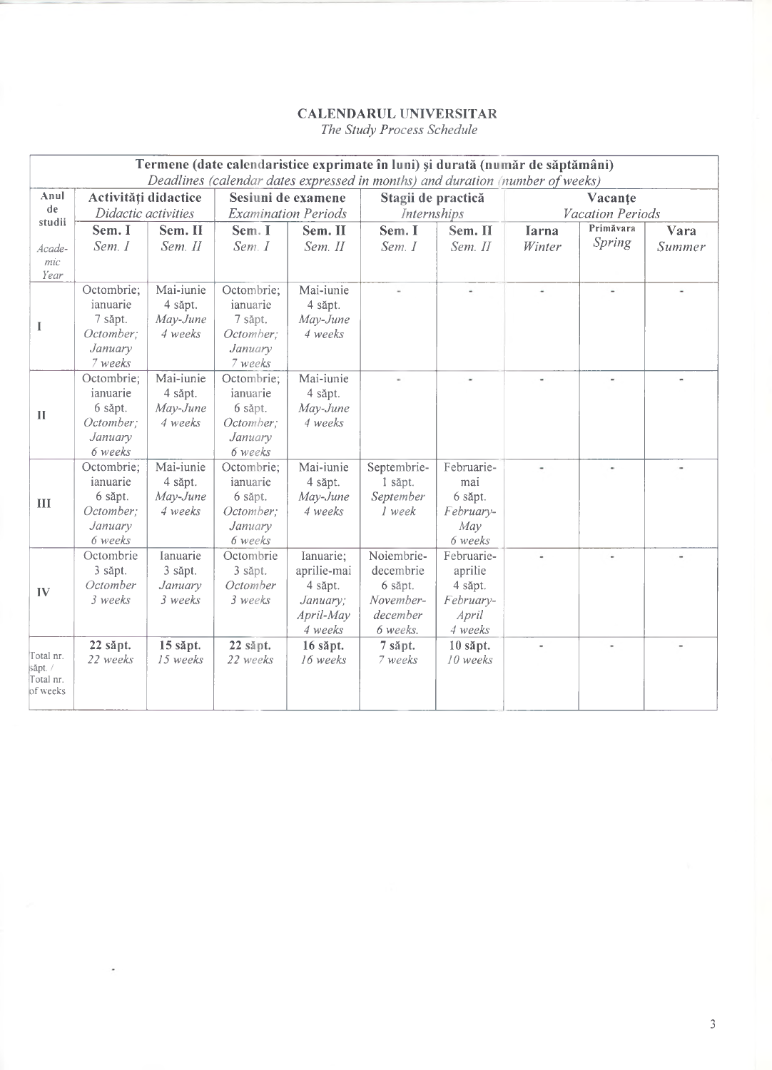# CALENDARUL UNIVERSITAR

*The Study Process Schedule*

| Anul de studii / *Academic Year* | Termene (date calendaristice exprimate în luni) şi durată (număr de săptămâni) / *Deadlines (calendar dates expressed in months) and duration (number of weeks)* | | | | | | | | |
|---|---|---|---|---|---|---|---|---|---|
| | **Activităţi didactice** / *Didactic activities* | | **Sesiuni de examene** / *Examination Periods* | | **Stagii de practică** / *Internships* | | **Vacanţe** / *Vacation Periods* | | |
| | **Sem. I** / *Sem. I* | **Sem. II** / *Sem. II* | **Sem. I** / *Sem. I* | **Sem. II** / *Sem. II* | **Sem. I** / *Sem. I* | **Sem. II** / *Sem. II* | **Iarna** / *Winter* | **Primăvara** / *Spring* | **Vara** / *Summer* |
| I | Octombrie; ianuarie 7 săpt. *Octomber; January 7 weeks* | Mai-iunie 4 săpt. *May-June 4 weeks* | Octombrie; ianuarie 7 săpt. *Octomber; January 7 weeks* | Mai-iunie 4 săpt. *May-June 4 weeks* | - | - | - | - | - |
| II | Octombrie; ianuarie 6 săpt. *Octomber; January 6 weeks* | Mai-iunie 4 săpt. *May-June 4 weeks* | Octombrie; ianuarie 6 săpt. *Octomber; January 6 weeks* | Mai-iunie 4 săpt. *May-June 4 weeks* | - | - | - | - | - |
| III | Octombrie; ianuarie 6 săpt. *Octomber; January 6 weeks* | Mai-iunie 4 săpt. *May-June 4 weeks* | Octombrie; ianuarie 6 săpt. *Octomber; January 6 weeks* | Mai-iunie 4 săpt. *May-June 4 weeks* | Septembrie- 1 săpt. *September 1 week* | Februarie-mai 6 săpt. *February-May 6 weeks* | - | - | - |
| IV | Octombrie 3 săpt. *Octomber 3 weeks* | Ianuarie 3 săpt. *January 3 weeks* | Octombrie 3 săpt. *Octomber 3 weeks* | Ianuarie; aprilie-mai 4 săpt. *January; April-May 4 weeks* | Noiembrie-decembrie 6 săpt. *November-december 6 weeks.* | Februarie-aprilie 4 săpt. *February-April 4 weeks* | - | - | - |
| Total nr. săpt. / Total nr. of weeks | **22 săpt.** *22 weeks* | **15 săpt.** *15 weeks* | **22 săpt.** *22 weeks* | **16 săpt.** *16 weeks* | **7 săpt.** *7 weeks* | **10 săpt.** *10 weeks* | - | - | - |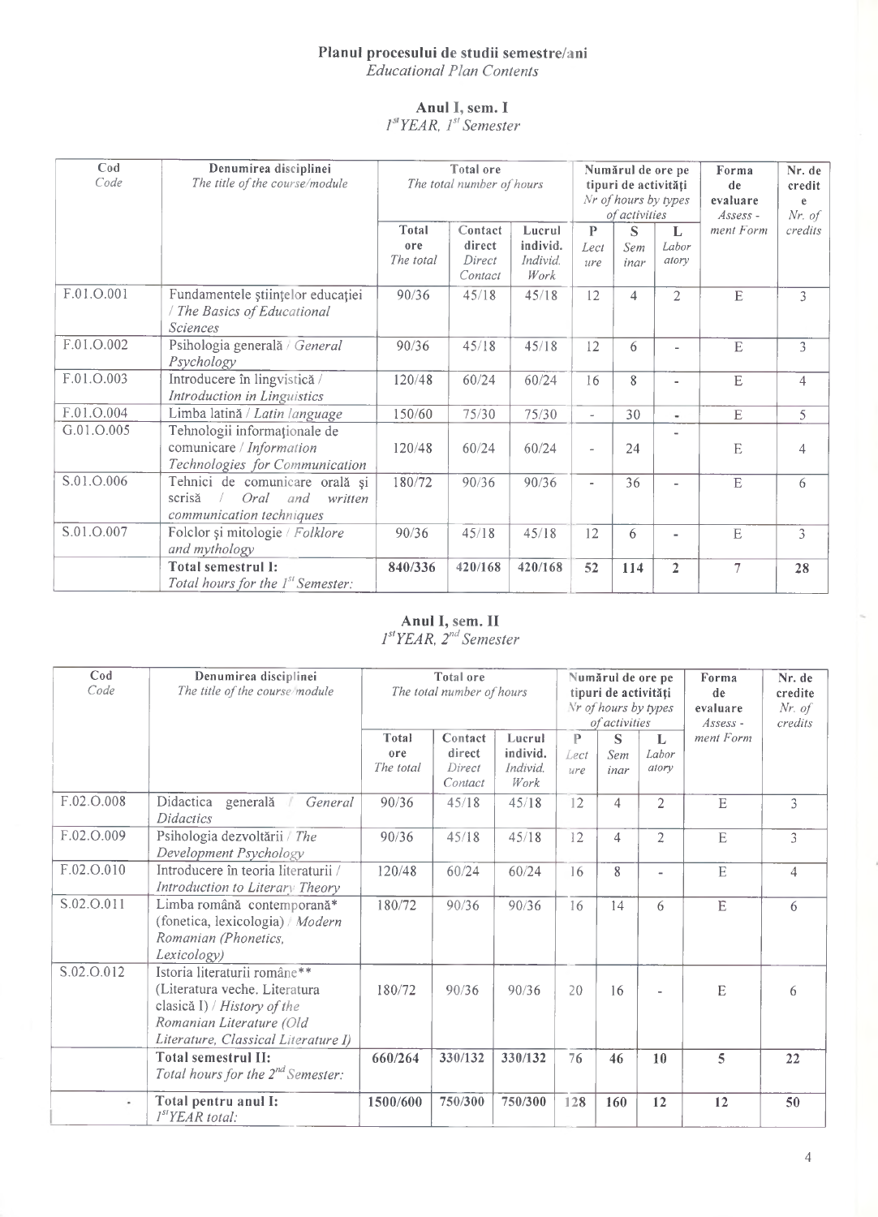# Planul procesului de studii semestre/ani
*Educational Plan Contents*

## Anul I, sem. I
*1st YEAR, 1st Semester*

| Cod *Code* | Denumirea disciplinei *The title of the course/module* | Total ore *The total number of hours* | | | Numărul de ore pe tipuri de activități *Nr of hours by types of activities* | | | Forma de evaluare *Assess-ment Form* | Nr. de credite *Nr. of credits* |
|---|---|---|---|---|---|---|---|---|---|
| | | Total ore *The total* | Contact direct *Direct Contact* | Lucrul individ. *Individ. Work* | P *Lecture* | S *Seminar* | L *Laboratory* | | |
| F.01.O.001 | Fundamentele științelor educației / *The Basics of Educational Sciences* | 90/36 | 45/18 | 45/18 | 12 | 4 | 2 | E | 3 |
| F.01.O.002 | Psihologia generală / *General Psychology* | 90/36 | 45/18 | 45/18 | 12 | 6 | - | E | 3 |
| F.01.O.003 | Introducere în lingvistică / *Introduction in Linguistics* | 120/48 | 60/24 | 60/24 | 16 | 8 | - | E | 4 |
| F.01.O.004 | Limba latină / *Latin language* | 150/60 | 75/30 | 75/30 | - | 30 | - | E | 5 |
| G.01.O.005 | Tehnologii informaționale de comunicare / *Information Technologies for Communication* | 120/48 | 60/24 | 60/24 | - | 24 | - | E | 4 |
| S.01.O.006 | Tehnici de comunicare orală și scrisă / *Oral and written communication techniques* | 180/72 | 90/36 | 90/36 | - | 36 | - | E | 6 |
| S.01.O.007 | Folclor și mitologie / *Folklore and mythology* | 90/36 | 45/18 | 45/18 | 12 | 6 | - | E | 3 |
| | **Total semestrul I:** *Total hours for the 1st Semester:* | **840/336** | **420/168** | **420/168** | **52** | **114** | **2** | 7 | **28** |

## Anul I, sem. II
*1st YEAR, 2nd Semester*

| Cod *Code* | Denumirea disciplinei *The title of the course/module* | Total ore *The total number of hours* | | | Numărul de ore pe tipuri de activități *Nr of hours by types of activities* | | | Forma de evaluare *Assess-ment Form* | Nr. de credite *Nr. of credits* |
|---|---|---|---|---|---|---|---|---|---|
| | | Total ore *The total* | Contact direct *Direct Contact* | Lucrul individ. *Individ. Work* | P *Lecture* | S *Seminar* | L *Laboratory* | | |
| F.02.O.008 | Didactica generală / *General Didactics* | 90/36 | 45/18 | 45/18 | 12 | 4 | 2 | E | 3 |
| F.02.O.009 | Psihologia dezvoltării / *The Development Psychology* | 90/36 | 45/18 | 45/18 | 12 | 4 | 2 | E | 3 |
| F.02.O.010 | Introducere în teoria literaturii / *Introduction to Literary Theory* | 120/48 | 60/24 | 60/24 | 16 | 8 | - | E | 4 |
| S.02.O.011 | Limba română contemporană* (fonetica, lexicologia) / *Modern Romanian (Phonetics, Lexicology)* | 180/72 | 90/36 | 90/36 | 16 | 14 | 6 | E | 6 |
| S.02.O.012 | Istoria literaturii române** (Literatura veche. Literatura clasică I) / *History of the Romanian Literature (Old Literature, Classical Literature I)* | 180/72 | 90/36 | 90/36 | 20 | 16 | - | E | 6 |
| | **Total semestrul II:** *Total hours for the 2nd Semester:* | **660/264** | **330/132** | **330/132** | **76** | **46** | **10** | **5** | **22** |
| - | **Total pentru anul I:** *1st YEAR total:* | **1500/600** | **750/300** | **750/300** | **128** | **160** | **12** | **12** | **50** |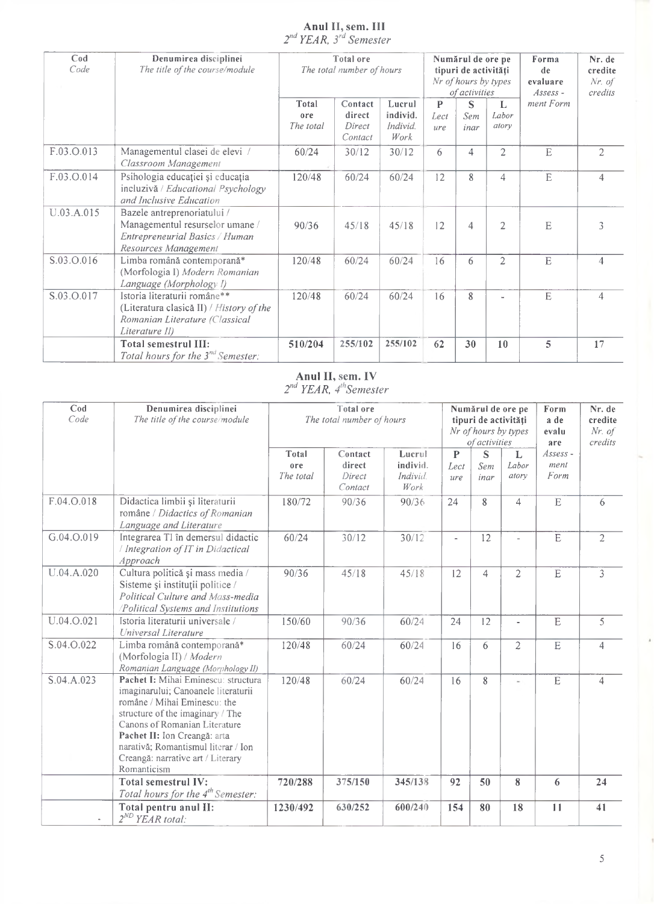## Anul II, sem. III
*2nd YEAR, 3rd Semester*

| Cod *Code* | Denumirea disciplinei *The title of the course/module* | Total ore *The total number of hours* | | | Numărul de ore pe tipuri de activităţi *Nr of hours by types of activities* | | | Forma de evaluare *Assess - ment Form* | Nr. de credite *Nr. of credits* |
|---|---|---|---|---|---|---|---|---|---|
| | | Total ore *The total* | Contact direct *Direct Contact* | Lucrul individ. *Individ. Work* | P *Lecture* | S *Seminar* | L *Laboratory* | | |
| F.03.O.013 | Managementul clasei de elevi / *Classroom Management* | 60/24 | 30/12 | 30/12 | 6 | 4 | 2 | E | 2 |
| F.03.O.014 | Psihologia educaţiei şi educaţia incluzivă / *Educational Psychology and Inclusive Education* | 120/48 | 60/24 | 60/24 | 12 | 8 | 4 | E | 4 |
| U.03.A.015 | Bazele antreprenoriatului / Managementul resurselor umane / *Entrepreneurial Basics / Human Resources Management* | 90/36 | 45/18 | 45/18 | 12 | 4 | 2 | E | 3 |
| S.03.O.016 | Limba română contemporană* (Morfologia I) *Modern Romanian Language (Morphology I)* | 120/48 | 60/24 | 60/24 | 16 | 6 | 2 | E | 4 |
| S.03.O.017 | Istoria literaturii române** (Literatura clasică II) / *History of the Romanian Literature (Classical Literature II)* | 120/48 | 60/24 | 60/24 | 16 | 8 | - | E | 4 |
| | **Total semestrul III:** *Total hours for the 3rd Semester:* | **510/204** | **255/102** | **255/102** | **62** | **30** | **10** | **5** | **17** |

## Anul II, sem. IV
*2nd YEAR, 4th Semester*

| Cod *Code* | Denumirea disciplinei *The title of the course/module* | Total ore *The total number of hours* | | | Numărul de ore pe tipuri de activităţi *Nr of hours by types of activities* | | | Forma de evaluare *Assess - ment Form* | Nr. de credite *Nr. of credits* |
|---|---|---|---|---|---|---|---|---|---|
| | | Total ore *The total* | Contact direct *Direct Contact* | Lucrul individ. *Individ. Work* | P *Lecture* | S *Seminar* | L *Laboratory* | | |
| F.04.O.018 | Didactica limbii şi literaturii române / *Didactics of Romanian Language and Literature* | 180/72 | 90/36 | 90/36 | 24 | 8 | 4 | E | 6 |
| G.04.O.019 | Integrarea TI în demersul didactic / *Integration of IT in Didactical Approach* | 60/24 | 30/12 | 30/12 | - | 12 | - | E | 2 |
| U.04.A.020 | Cultura politică şi mass media / Sisteme şi instituţii politice / *Political Culture and Mass-media /Political Systems and Institutions* | 90/36 | 45/18 | 45/18 | 12 | 4 | 2 | E | 3 |
| U.04.O.021 | Istoria literaturii universale / *Universal Literature* | 150/60 | 90/36 | 60/24 | 24 | 12 | - | E | 5 |
| S.04.O.022 | Limba română contemporană* (Morfologia II) / *Modern Romanian Language (Morphology II)* | 120/48 | 60/24 | 60/24 | 16 | 6 | 2 | E | 4 |
| S.04.A.023 | **Pachet I:** Mihai Eminescu: structura imaginarului; Canoanele literaturii române / Mihai Eminescu: the structure of the imaginary / The Canons of Romanian Literature **Pachet II:** Ion Creangă: arta narativă; Romantismul literar / Ion Creangă: narrative art / Literary Romanticism | 120/48 | 60/24 | 60/24 | 16 | 8 | - | E | 4 |
| | **Total semestrul IV:** *Total hours for the 4th Semester:* | **720/288** | **375/150** | **345/138** | **92** | **50** | **8** | **6** | **24** |
| - | **Total pentru anul II:** *2ND YEAR total:* | **1230/492** | **630/252** | **600/240** | **154** | **80** | **18** | **11** | **41** |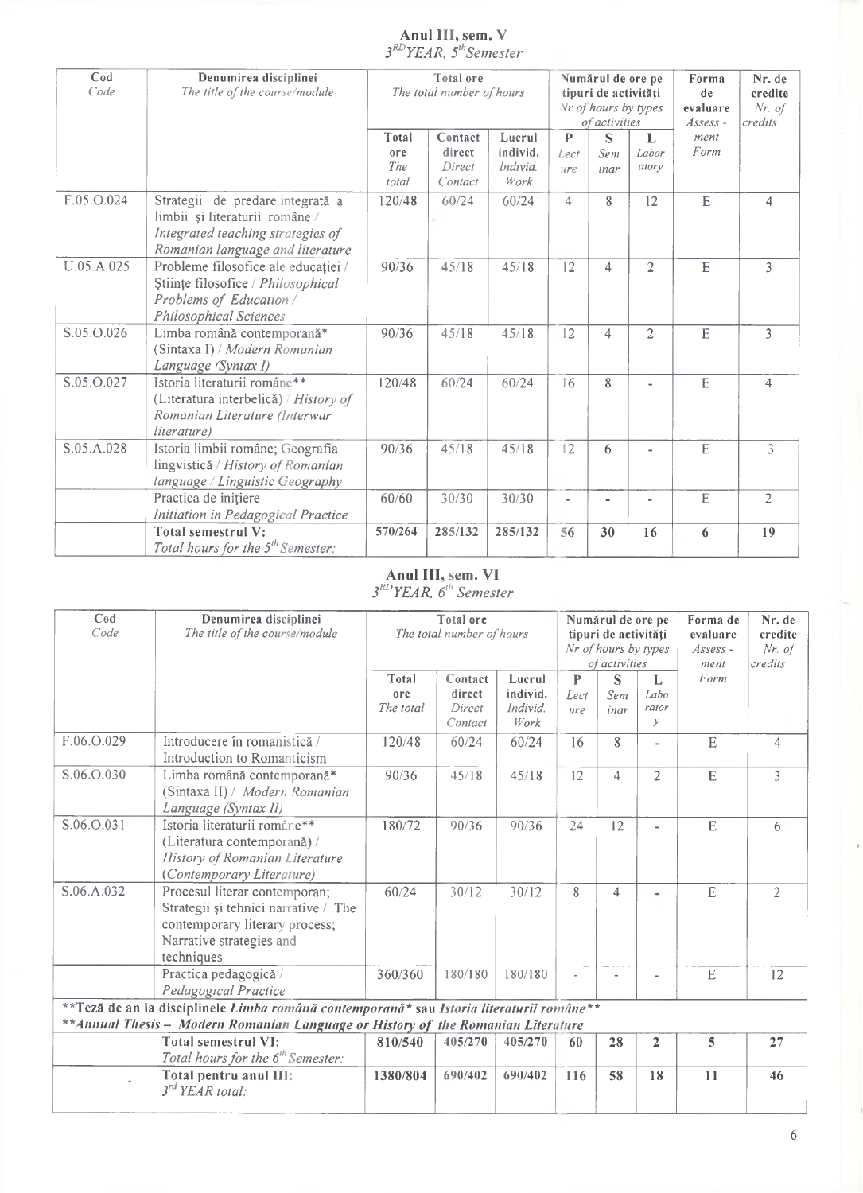## Anul III, sem. V
*3RD YEAR, 5th Semester*

| Cod *Code* | Denumirea disciplinei *The title of the course/module* | Total ore *The total number of hours* | | | Numărul de ore pe tipuri de activități *Nr of hours by types of activities* | | | Forma de evaluare *Assess - ment Form* | Nr. de credite *Nr. of credits* |
|---|---|---|---|---|---|---|---|---|---|
| | | Total ore *The total* | Contact direct *Direct Contact* | Lucrul individ. *Individ. Work* | P *Lecture* | S *Seminar* | L *Laboratory* | | |
| F.05.O.024 | Strategii de predare integrată a limbii și literaturii române / *Integrated teaching strategies of Romanian language and literature* | 120/48 | 60/24 | 60/24 | 4 | 8 | 12 | E | 4 |
| U.05.A.025 | Probleme filosofice ale educației / Științe filosofice / *Philosophical Problems of Education / Philosophical Sciences* | 90/36 | 45/18 | 45/18 | 12 | 4 | 2 | E | 3 |
| S.05.O.026 | Limba română contemporană* (Sintaxa I) / *Modern Romanian Language (Syntax I)* | 90/36 | 45/18 | 45/18 | 12 | 4 | 2 | E | 3 |
| S.05.O.027 | Istoria literaturii române** (Literatura interbelică) / *History of Romanian Literature (Interwar literature)* | 120/48 | 60/24 | 60/24 | 16 | 8 | - | E | 4 |
| S.05.A.028 | Istoria limbii române; Geografia lingvistică / *History of Romanian language / Linguistic Geography* | 90/36 | 45/18 | 45/18 | 12 | 6 | - | E | 3 |
| | Practica de inițiere *Initiation in Pedagogical Practice* | 60/60 | 30/30 | 30/30 | - | - | - | E | 2 |
| | **Total semestrul V:** *Total hours for the 5th Semester:* | **570/264** | **285/132** | **285/132** | **56** | **30** | **16** | **6** | **19** |

## Anul III, sem. VI
*3RD YEAR, 6th Semester*

| Cod *Code* | Denumirea disciplinei *The title of the course/module* | Total ore *The total number of hours* | | | Numărul de ore pe tipuri de activități *Nr of hours by types of activities* | | | Forma de evaluare *Assess - ment Form* | Nr. de credite *Nr. of credits* |
|---|---|---|---|---|---|---|---|---|---|
| | | Total ore *The total* | Contact direct *Direct Contact* | Lucrul individ. *Individ. Work* | P *Lecture* | S *Seminar* | L *Laboratory* | | |
| F.06.O.029 | Introducere în romanistică / Introduction to Romanticism | 120/48 | 60/24 | 60/24 | 16 | 8 | - | E | 4 |
| S.06.O.030 | Limba română contemporană* (Sintaxa II) / *Modern Romanian Language (Syntax II)* | 90/36 | 45/18 | 45/18 | 12 | 4 | 2 | E | 3 |
| S.06.O.031 | Istoria literaturii române** (Literatura contemporană) / *History of Romanian Literature (Contemporary Literature)* | 180/72 | 90/36 | 90/36 | 24 | 12 | - | E | 6 |
| S.06.A.032 | Procesul literar contemporan; Strategii și tehnici narrative / The contemporary literary process; Narrative strategies and techniques | 60/24 | 30/12 | 30/12 | 8 | 4 | - | E | 2 |
| | Practica pedagogică / *Pedagogical Practice* | 360/360 | 180/180 | 180/180 | - | - | - | E | 12 |
| **Teză de an la disciplinele *Limba română contemporană** sau *Istoria literaturii române*** ** | | | | | | | | | |
| ***Annual Thesis – Modern Romanian Language or History of the Romanian Literature** | | | | | | | | | |
| | **Total semestrul VI:** *Total hours for the 6th Semester:* | **810/540** | **405/270** | **405/270** | **60** | **28** | **2** | **5** | **27** |
| - | **Total pentru anul III:** *3rd YEAR total:* | **1380/804** | **690/402** | **690/402** | **116** | **58** | **18** | **11** | **46** |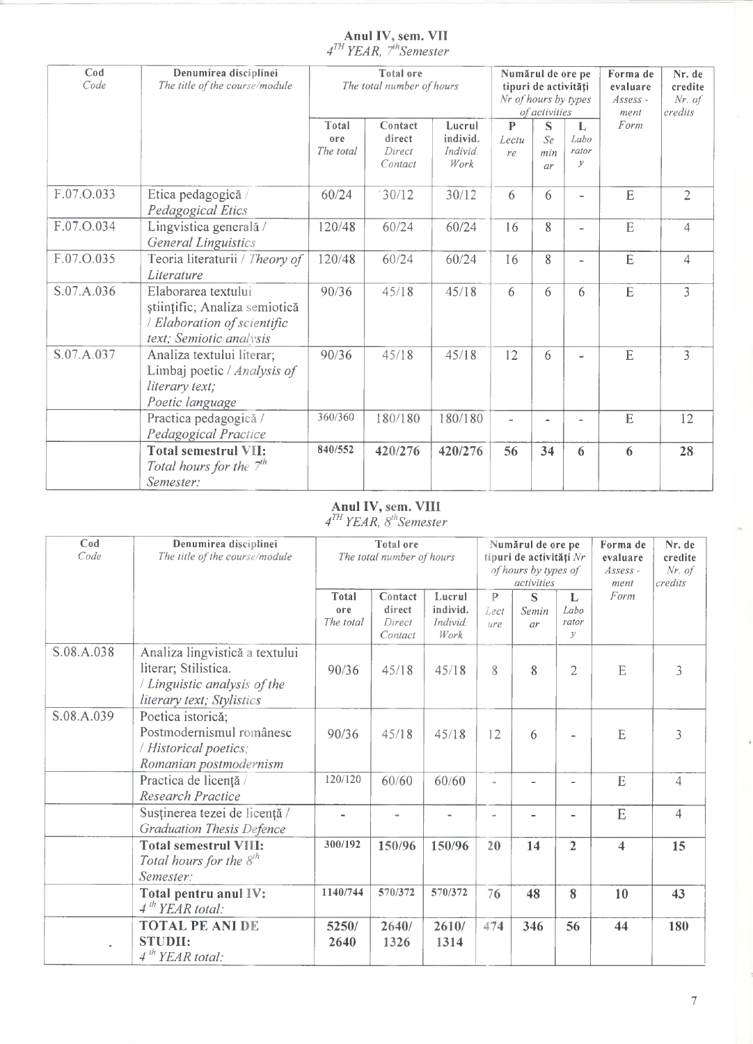**Anul IV, sem. VII**
*4^TH YEAR, 7^th Semester*

| Cod *Code* | Denumirea disciplinei *The title of the course/module* | Total ore *The total number of hours* | | | Numărul de ore pe tipuri de activități *Nr of hours by types of activities* | | | Forma de evaluare *Assess - ment Form* | Nr. de credite *Nr. of credits* |
|---|---|---|---|---|---|---|---|---|---|
| | | Total ore *The total* | Contact direct *Direct Contact* | Lucrul individ. *Individ. Work* | P *Lecture* | S *Seminar* | L *Laboratory* | | |
| F.07.O.033 | Etica pedagogică / *Pedagogical Etics* | 60/24 | 30/12 | 30/12 | 6 | 6 | - | E | 2 |
| F.07.O.034 | Lingvistica generală / *General Linguistics* | 120/48 | 60/24 | 60/24 | 16 | 8 | - | E | 4 |
| F.07.O.035 | Teoria literaturii / *Theory of Literature* | 120/48 | 60/24 | 60/24 | 16 | 8 | - | E | 4 |
| S.07.A.036 | Elaborarea textului științific; Analiza semiotică / *Elaboration of scientific text; Semiotic analysis* | 90/36 | 45/18 | 45/18 | 6 | 6 | 6 | E | 3 |
| S.07.A.037 | Analiza textului literar; Limbaj poetic / *Analysis of literary text; Poetic language* | 90/36 | 45/18 | 45/18 | 12 | 6 | - | E | 3 |
| | Practica pedagogică / *Pedagogical Practice* | 360/360 | 180/180 | 180/180 | - | - | - | E | 12 |
| | **Total semestrul VII:** *Total hours for the 7^th Semester:* | **840/552** | **420/276** | **420/276** | **56** | **34** | **6** | **6** | **28** |

**Anul IV, sem. VIII**
*4^TH YEAR, 8^th Semester*

| Cod *Code* | Denumirea disciplinei *The title of the course/module* | Total ore *The total number of hours* | | | Numărul de ore pe tipuri de activități *Nr of hours by types of activities* | | | Forma de evaluare *Assess - ment Form* | Nr. de credite *Nr. of credits* |
|---|---|---|---|---|---|---|---|---|---|
| | | Total ore *The total* | Contact direct *Direct Contact* | Lucrul individ. *Individ. Work* | P *Lecture* | S *Seminar* | L *Laboratory* | | |
| S.08.A.038 | Analiza lingvistică a textului literar; Stilistica. / *Linguistic analysis of the literary text; Stylistics* | 90/36 | 45/18 | 45/18 | 8 | 8 | 2 | E | 3 |
| S.08.A.039 | Poetica istorică; Postmodernismul românesc / *Historical poetics; Romanian postmodernism* | 90/36 | 45/18 | 45/18 | 12 | 6 | - | E | 3 |
| | Practica de licență / *Research Practice* | 120/120 | 60/60 | 60/60 | - | - | - | E | 4 |
| | Susținerea tezei de licență / *Graduation Thesis Defence* | - | - | - | - | - | - | E | 4 |
| | **Total semestrul VIII:** *Total hours for the 8^th Semester:* | **300/192** | **150/96** | **150/96** | **20** | **14** | **2** | **4** | **15** |
| | **Total pentru anul IV:** *4^th YEAR total:* | **1140/744** | **570/372** | **570/372** | **76** | **48** | **8** | **10** | **43** |
| | **TOTAL PE ANI DE STUDII:** *4^th YEAR total:* | **5250/2640** | **2640/1326** | **2610/1314** | **474** | **346** | **56** | **44** | **180** |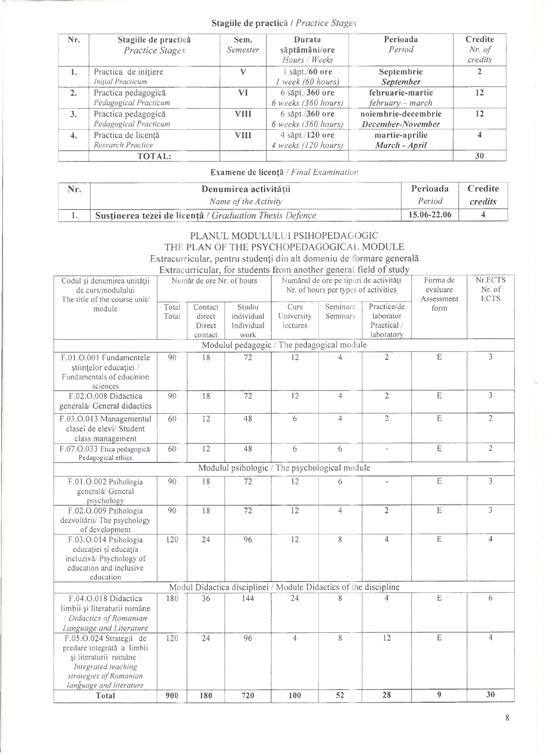**Stagiile de practică** / *Practice Stages*

| Nr. | Stagiile de practică *Practice Stages* | Sem. *Semester* | Durata săptămâni/ore *Hours / Weeks* | Perioada *Period* | Credite *Nr. of credits* |
|---|---|---|---|---|---|
| 1. | Practica de inițiere *Inițial Practicum* | V | 1 săpt./60 ore *1 week (60 hours)* | Septembrie *September* | 2 |
| 2. | Practica pedagogică *Pedagogical Practicum* | VI | 6 săpt./360 ore *6 weeks (360 hours)* | februarie-martie *february – march* | 12 |
| 3. | Practica pedagogică *Pedagogical Practicum* | VIII | 6 săpt./360 ore *6 weeks (360 hours)* | noiembrie-decembrie *December-November* | 12 |
| 4. | Practica de licență *Research Practice* | VIII | 4 săpt./120 ore *4 weeks (120 hours)* | martie-aprilie *March - April* | 4 |
| | TOTAL: | | | | 30 |

**Examene de licență** / *Final Examination*

| Nr. | Denumirea activității *Name of the Activity* | Perioada *Period* | Credite *credits* |
|---|---|---|---|
| 1. | **Susținerea tezei de licență** / *Graduation Thesis Defence* | 15.06-22.06 | 4 |

PLANUL MODULULUI PSIHOPEDAGOGIC
THE PLAN OF THE PSYCHOPEDAGOGICAL MODULE
Extracurricular, pentru studenți din alt domeniu de formare generală
Extracurricular, for students from another general field of study

| Codul și denumirea unității de curs/modulului The title of the course unit/ module | Număr de ore Nr. of hours | | | Numărul de ore pe tipuri de activități Nr. of hours per types of activities | | | Forma de evaluare Assessment form | Nr.ECTS Nr. of ECTS |
|---|---|---|---|---|---|---|---|---|
| | Total Total | Contact direct Direct contact | Studiu individual Individual work | Curs University lectures | Seminare Seminars | Practice/de laborator Practical / laboratory | | |
| **Modulul pedagogic / The pedagogical module** | | | | | | | | |
| F.01.O.001 Fundamentele științelor educației / Fundamentals of education sciences | 90 | 18 | 72 | 12 | 4 | 2 | E | 3 |
| F.02.O.008 Didactica generală/ General didactics | 90 | 18 | 72 | 12 | 4 | 2 | E | 3 |
| F.03.O.013 Managementul clasei de elevi/ Student class management | 60 | 12 | 48 | 6 | 4 | 2 | E | 2 |
| F.07.O.033 Etica pedagogică/ Pedagogical ethics | 60 | 12 | 48 | 6 | 6 | - | E | 2 |
| **Modulul psihologic / The psychological module** | | | | | | | | |
| F.01.O.002 Psihologia generală/ General psychology | 90 | 18 | 72 | 12 | 6 | - | E | 3 |
| F.02.O.009 Psihologia dezvoltării/ The psychology of development | 90 | 18 | 72 | 12 | 4 | 2 | E | 3 |
| F.03.O.014 Psihologia educației și educația incluzivă/ Psychology of education and inclusive education | 120 | 24 | 96 | 12 | 8 | 4 | E | 4 |
| **Modul Didactica disciplinei / Module Didactics of the discipline** | | | | | | | | |
| F.04.O.018 Didactica limbii și literaturii române / *Didactics of Romanian Language and Literature* | 180 | 36 | 144 | 24 | 8 | 4 | E | 6 |
| F.05.O.024 Strategii de predare integrată a limbii și literaturii române / *Integrated teaching strategies of Romanian language and literature* | 120 | 24 | 96 | 4 | 8 | 12 | E | 4 |
| **Total** | **900** | **180** | **720** | **100** | **52** | **28** | **9** | **30** |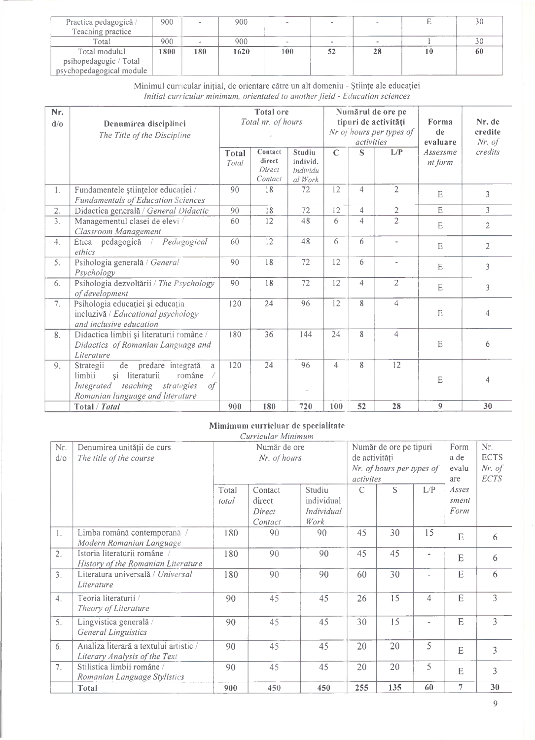| Practica pedagogică / Teaching practice | 900 | - | 900 | - | - | - | E | 30 |
|---|---|---|---|---|---|---|---|---|
| Total | 900 | - | 900 | - | - | - | 1 | 30 |
| **Total modulul psihopedagogic / Total psychopedagogical module** | **1800** | **180** | **1620** | **100** | **52** | **28** | **10** | **60** |

Minimul curricular inițial, de orientare către un alt domeniu - Științe ale educației
*Initial curricular minimum, orientated to another field - Education sciences*

| Nr. d/o | Denumirea disciplinei *The Title of the Discipline* | Total ore *Total nr. of hours* | | | Numărul de ore pe tipuri de activități *Nr of hours per types of activities* | | | Forma de evaluare *Assessment form* | Nr. de credite *Nr. of credits* |
|---|---|---|---|---|---|---|---|---|---|
| | | **Total** *Total* | **Contact direct** *Direct Contact* | **Studiu individ.** *Individual Work* | **C** | **S** | **L/P** | | |
| 1. | Fundamentele științelor educației / *Fundamentals of Education Sciences* | 90 | 18 | 72 | 12 | 4 | 2 | E | 3 |
| 2. | Didactica generală / *General Didactic* | 90 | 18 | 72 | 12 | 4 | 2 | E | 3 |
| 3. | Managementul clasei de elevi / *Classroom Management* | 60 | 12 | 48 | 6 | 4 | 2 | E | 2 |
| 4. | Etica pedagogică / *Pedagogical ethics* | 60 | 12 | 48 | 6 | 6 | - | E | 2 |
| 5. | Psihologia generală / *General Psychology* | 90 | 18 | 72 | 12 | 6 | - | E | 3 |
| 6. | Psihologia dezvoltării / *The Psychology of development* | 90 | 18 | 72 | 12 | 4 | 2 | E | 3 |
| 7. | Psihologia educației și educația incluzivă / *Educational psychology and inclusive education* | 120 | 24 | 96 | 12 | 8 | 4 | E | 4 |
| 8. | Didactica limbii și literaturii române / *Didactics of Romanian Language and Literature* | 180 | 36 | 144 | 24 | 8 | 4 | E | 6 |
| 9. | Strategii de predare integrată a limbii și literaturii române / *Integrated teaching strategies of Romanian language and literature* | 120 | 24 | 96 | 4 | 8 | 12 | E | 4 |
| | **Total / *Total*** | **900** | **180** | **720** | **100** | **52** | **28** | **9** | **30** |

**Minimum curricular de specialitate**
*Curricular Minimum*

| Nr. d/o | Denumirea unității de curs *The title of the course* | Număr de ore *Nr. of hours* | | | Număr de ore pe tipuri de activități *Nr. of hours per types of activites* | | | Forma de evaluare *Assessment Form* | Nr. ECTS *Nr. of ECTS* |
|---|---|---|---|---|---|---|---|---|---|
| | | Total *total* | Contact direct *Direct Contact* | Studiu individual *Individual Work* | C | S | L/P | | |
| 1. | Limba română contemporană / *Modern Romanian Language* | 180 | 90 | 90 | 45 | 30 | 15 | E | 6 |
| 2. | Istoria literaturii române / *History of the Romanian Literature* | 180 | 90 | 90 | 45 | 45 | - | E | 6 |
| 3. | Literatura universală / *Universal Literature* | 180 | 90 | 90 | 60 | 30 | - | E | 6 |
| 4. | Teoria literaturii / *Theory of Literature* | 90 | 45 | 45 | 26 | 15 | 4 | E | 3 |
| 5. | Lingvistica generală / *General Linguistics* | 90 | 45 | 45 | 30 | 15 | - | E | 3 |
| 6. | Analiza literară a textului artistic / *Literary Analysis of the Text* | 90 | 45 | 45 | 20 | 20 | 5 | E | 3 |
| 7. | Stilistica limbii române / *Romanian Language Stylistics* | 90 | 45 | 45 | 20 | 20 | 5 | E | 3 |
| | **Total** | **900** | **450** | **450** | **255** | **135** | **60** | **7** | **30** |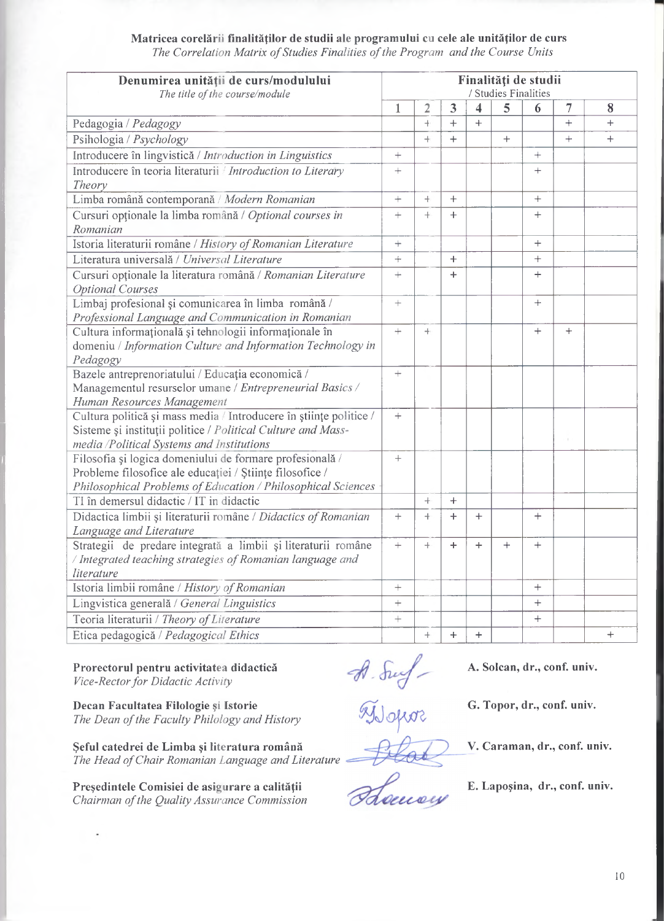**Matricea corelării finalităților de studii ale programului cu cele ale unităților de curs**
*The Correlation Matrix of Studies Finalities of the Program and the Course Units*

| Denumirea unității de curs/modulului<br>*The title of the course/module* | Finalități de studii / Studies Finalities | | | | | | | |
|---|---|---|---|---|---|---|---|---|
| | 1 | 2 | 3 | 4 | 5 | 6 | 7 | 8 |
| Pedagogia / *Pedagogy* | | + | + | + | | | + | + |
| Psihologia / *Psychology* | | + | + | | + | | + | + |
| Introducere în lingvistică / *Introduction in Linguistics* | + | | | | | + | | |
| Introducere în teoria literaturii / *Introduction to Literary Theory* | + | | | | | + | | |
| Limba română contemporană / *Modern Romanian* | + | + | + | | | + | | |
| Cursuri opționale la limba română / *Optional courses in Romanian* | + | + | + | | | + | | |
| Istoria literaturii române / *History of Romanian Literature* | + | | | | | + | | |
| Literatura universală / *Universal Literature* | + | | + | | | + | | |
| Cursuri opționale la literatura română / *Romanian Literature Optional Courses* | + | | + | | | + | | |
| Limbaj profesional și comunicarea în limba română / *Professional Language and Communication in Romanian* | + | | | | | + | | |
| Cultura informațională și tehnologii informaționale în domeniu / *Information Culture and Information Technology in Pedagogy* | + | + | | | | + | + | |
| Bazele antreprenoriatului / Educația economică / Managementul resurselor umane / *Entrepreneurial Basics / Human Resources Management* | + | | | | | | | |
| Cultura politică și mass media / Introducere în științe politice / Sisteme și instituții politice / *Political Culture and Mass-media /Political Systems and Institutions* | + | | | | | | | |
| Filosofia și logica domeniului de formare profesională / Probleme filosofice ale educației / Științe filosofice / *Philosophical Problems of Education / Philosophical Sciences* | + | | | | | | | |
| TI în demersul didactic / *IT in didactic* | | + | + | | | | | |
| Didactica limbii și literaturii române / *Didactics of Romanian Language and Literature* | + | + | + | + | | + | | |
| Strategii de predare integrată a limbii și literaturii române / *Integrated teaching strategies of Romanian language and literature* | + | + | + | + | + | + | | |
| Istoria limbii române / *History of Romanian* | + | | | | | + | | |
| Lingvistica generală / *General Linguistics* | + | | | | | + | | |
| Teoria literaturii / *Theory of Literature* | + | | | | | + | | |
| Etica pedagogică / *Pedagogical Ethics* | | + | + | + | | | | + |

**Prorectorul pentru activitatea didactică**
*Vice-Rector for Didactic Activity* — **A. Solcan, dr., conf. univ.**

**Decan Facultatea Filologie și Istorie**
*The Dean of the Faculty Philology and History* — **G. Topor, dr., conf. univ.**

**Șeful catedrei de Limba și literatura română**
*The Head of Chair Romanian Language and Literature* — **V. Caraman, dr., conf. univ.**

**Președintele Comisiei de asigurare a calității**
*Chairman of the Quality Assurance Commission* — **E. Lapoșina, dr., conf. univ.**